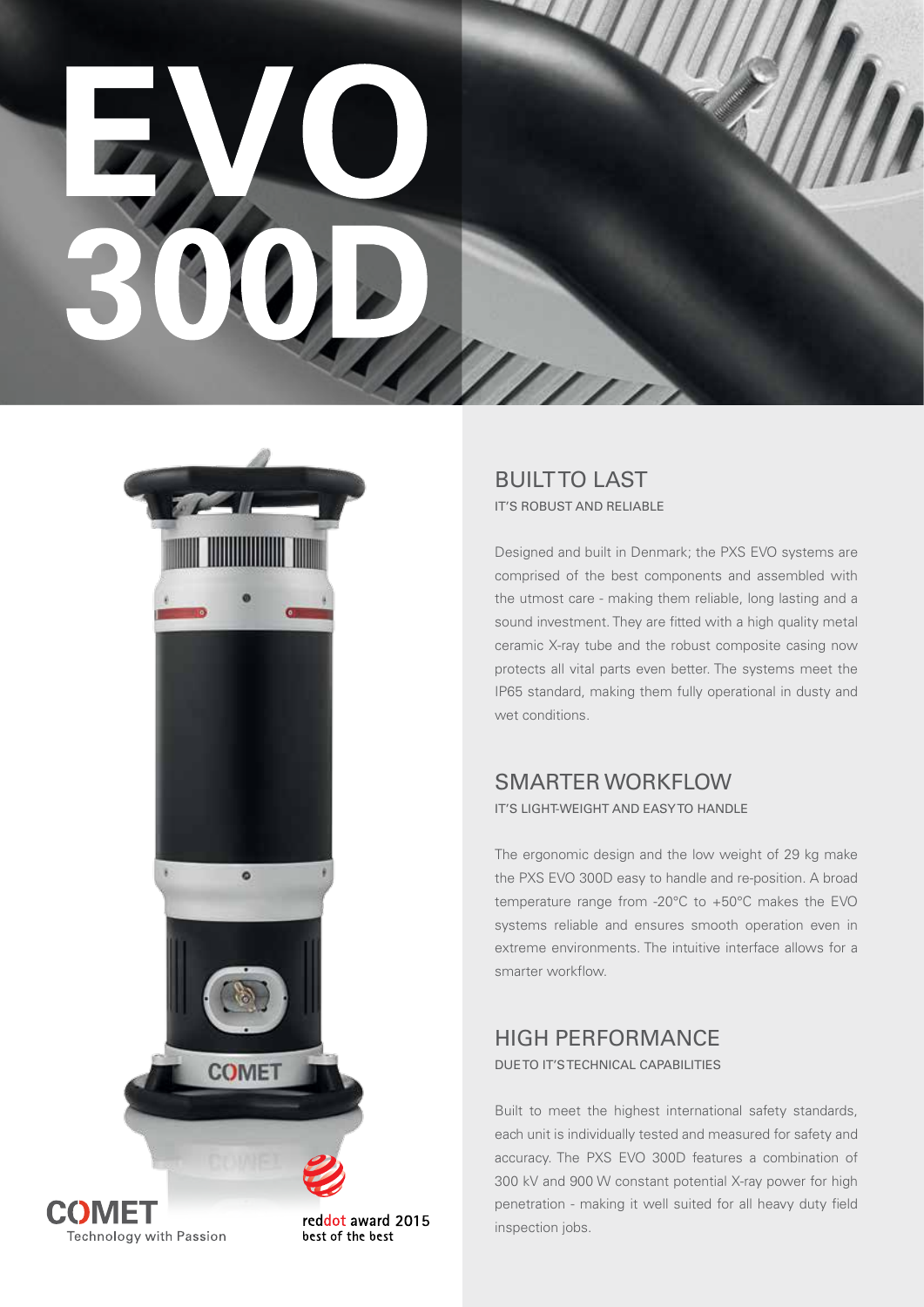# EVO 300D

## BUILT TO LAST

IT'S ROBUST AND RELIABLE

Designed and built in Denmark; the PXS EVO systems are comprised of the best components and assembled with the utmost care - making them reliable, long lasting and a sound investment. They are fitted with a high quality metal ceramic X-ray tube and the robust composite casing now protects all vital parts even better. The systems meet the IP65 standard, making them fully operational in dusty and wet conditions.

## SMARTER WORKFLOW

IT'S LIGHT-WEIGHT AND EASY TO HANDLE

The ergonomic design and the low weight of 29 kg make the PXS EVO 300D easy to handle and re-position. A broad temperature range from -20°C to +50°C makes the EVO systems reliable and ensures smooth operation even in extreme environments. The intuitive interface allows for a smarter workflow.

## HIGH PERFORMANCE

DUE TO IT'S TECHNICAL CAPABILITIES

Built to meet the highest international safety standards, each unit is individually tested and measured for safety and accuracy. The PXS EVO 300D features a combination of 300 kV and 900 W constant potential X-ray power for high penetration - making it well suited for all heavy duty field inspection jobs.

COMET
Technology with Passion

reddot award 2015
best of the best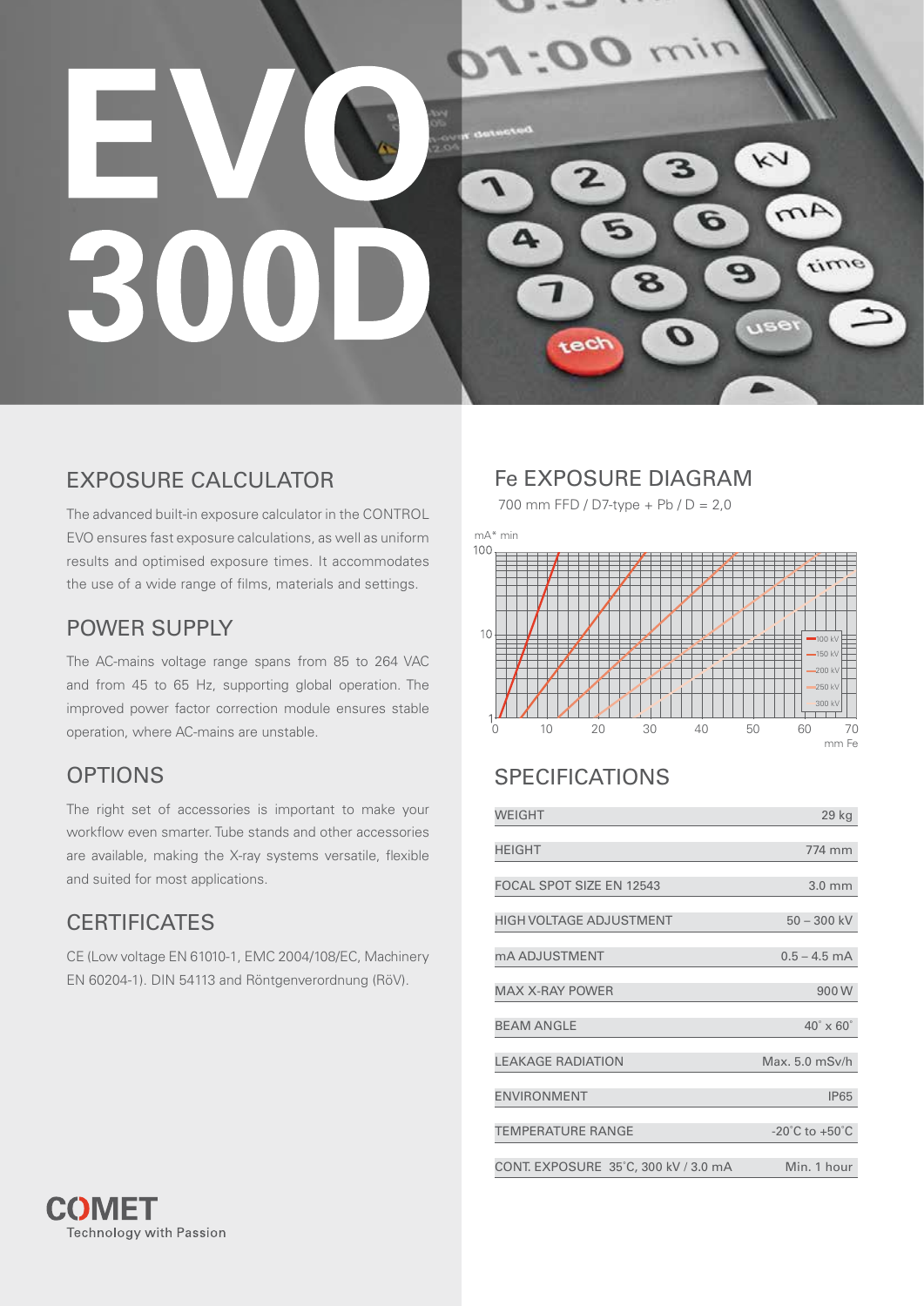# EVO 300D

## EXPOSURE CALCULATOR

The advanced built-in exposure calculator in the CONTROL EVO ensures fast exposure calculations, as well as uniform results and optimised exposure times. It accommodates the use of a wide range of films, materials and settings.

## POWER SUPPLY

The AC-mains voltage range spans from 85 to 264 VAC and from 45 to 65 Hz, supporting global operation. The improved power factor correction module ensures stable operation, where AC-mains are unstable.

## OPTIONS

The right set of accessories is important to make your workflow even smarter. Tube stands and other accessories are available, making the X-ray systems versatile, flexible and suited for most applications.

## CERTIFICATES

CE (Low voltage EN 61010-1, EMC 2004/108/EC, Machinery EN 60204-1). DIN 54113 and Röntgenverordnung (RöV).

## Fe EXPOSURE DIAGRAM

700 mm FFD / D7-type + Pb / D = 2,0

mA* min

100

10

1

0 10 20 30 40 50 60 70

mm Fe

100 kV
150 kV
200 kV
250 kV
300 kV

## SPECIFICATIONS

| | |
|---|---|
| WEIGHT | 29 kg |
| HEIGHT | 774 mm |
| FOCAL SPOT SIZE EN 12543 | 3.0 mm |
| HIGH VOLTAGE ADJUSTMENT | 50 – 300 kV |
| mA ADJUSTMENT | 0.5 – 4.5 mA |
| MAX X-RAY POWER | 900 W |
| BEAM ANGLE | 40˚ x 60˚ |
| LEAKAGE RADIATION | Max. 5.0 mSv/h |
| ENVIRONMENT | IP65 |
| TEMPERATURE RANGE | -20˚C to +50˚C |
| CONT. EXPOSURE 35˚C, 300 kV / 3.0 mA | Min. 1 hour |

COMET
Technology with Passion